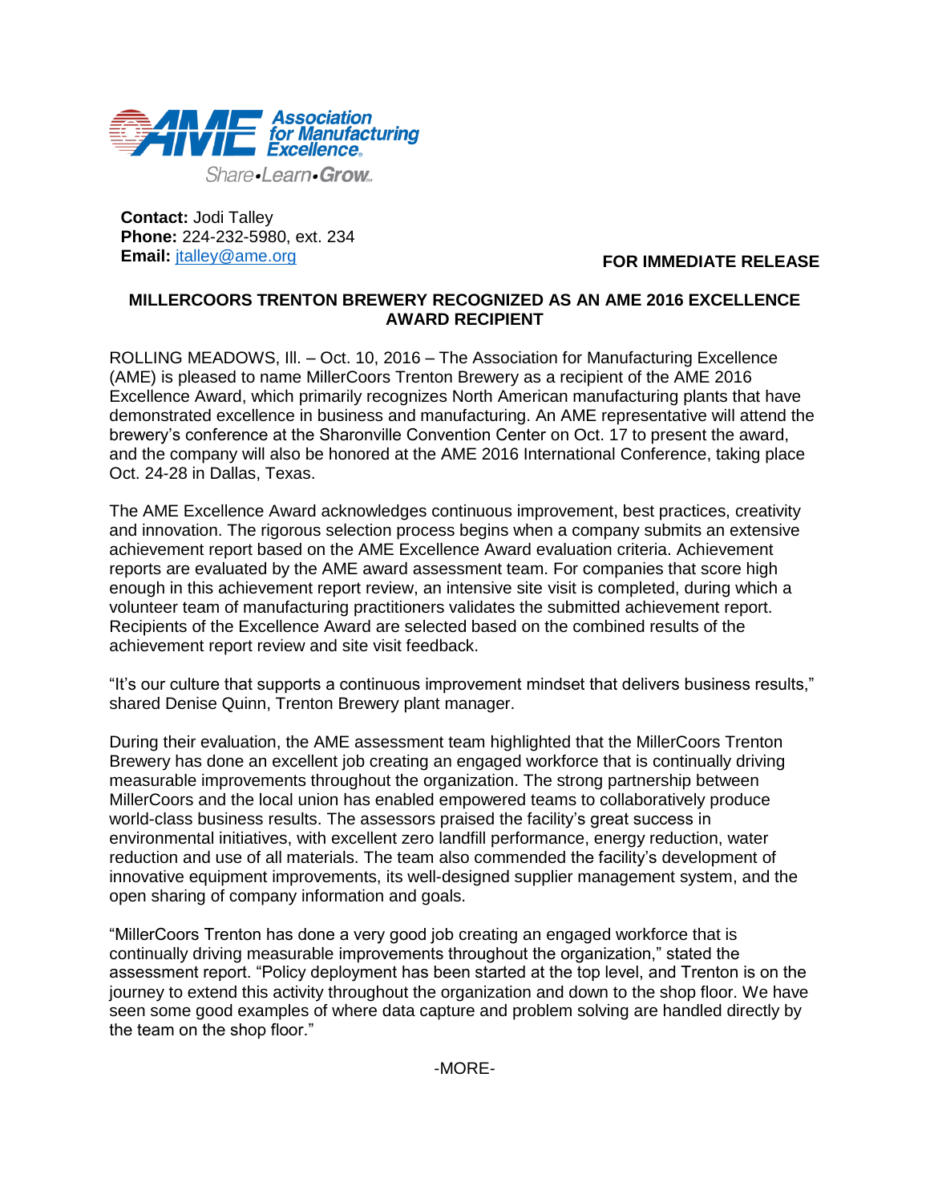Association for Manufacturing Excellence

Share•Learn•Grow

**Contact:** Jodi Talley
**Phone:** 224-232-5980, ext. 234
**Email:** jtalley@ame.org

**FOR IMMEDIATE RELEASE**

## MILLERCOORS TRENTON BREWERY RECOGNIZED AS AN AME 2016 EXCELLENCE AWARD RECIPIENT

ROLLING MEADOWS, Ill. – Oct. 10, 2016 – The Association for Manufacturing Excellence (AME) is pleased to name MillerCoors Trenton Brewery as a recipient of the AME 2016 Excellence Award, which primarily recognizes North American manufacturing plants that have demonstrated excellence in business and manufacturing. An AME representative will attend the brewery's conference at the Sharonville Convention Center on Oct. 17 to present the award, and the company will also be honored at the AME 2016 International Conference, taking place Oct. 24-28 in Dallas, Texas.

The AME Excellence Award acknowledges continuous improvement, best practices, creativity and innovation. The rigorous selection process begins when a company submits an extensive achievement report based on the AME Excellence Award evaluation criteria. Achievement reports are evaluated by the AME award assessment team. For companies that score high enough in this achievement report review, an intensive site visit is completed, during which a volunteer team of manufacturing practitioners validates the submitted achievement report. Recipients of the Excellence Award are selected based on the combined results of the achievement report review and site visit feedback.

"It's our culture that supports a continuous improvement mindset that delivers business results," shared Denise Quinn, Trenton Brewery plant manager.

During their evaluation, the AME assessment team highlighted that the MillerCoors Trenton Brewery has done an excellent job creating an engaged workforce that is continually driving measurable improvements throughout the organization. The strong partnership between MillerCoors and the local union has enabled empowered teams to collaboratively produce world-class business results. The assessors praised the facility's great success in environmental initiatives, with excellent zero landfill performance, energy reduction, water reduction and use of all materials. The team also commended the facility's development of innovative equipment improvements, its well-designed supplier management system, and the open sharing of company information and goals.

"MillerCoors Trenton has done a very good job creating an engaged workforce that is continually driving measurable improvements throughout the organization," stated the assessment report. "Policy deployment has been started at the top level, and Trenton is on the journey to extend this activity throughout the organization and down to the shop floor. We have seen some good examples of where data capture and problem solving are handled directly by the team on the shop floor."

-MORE-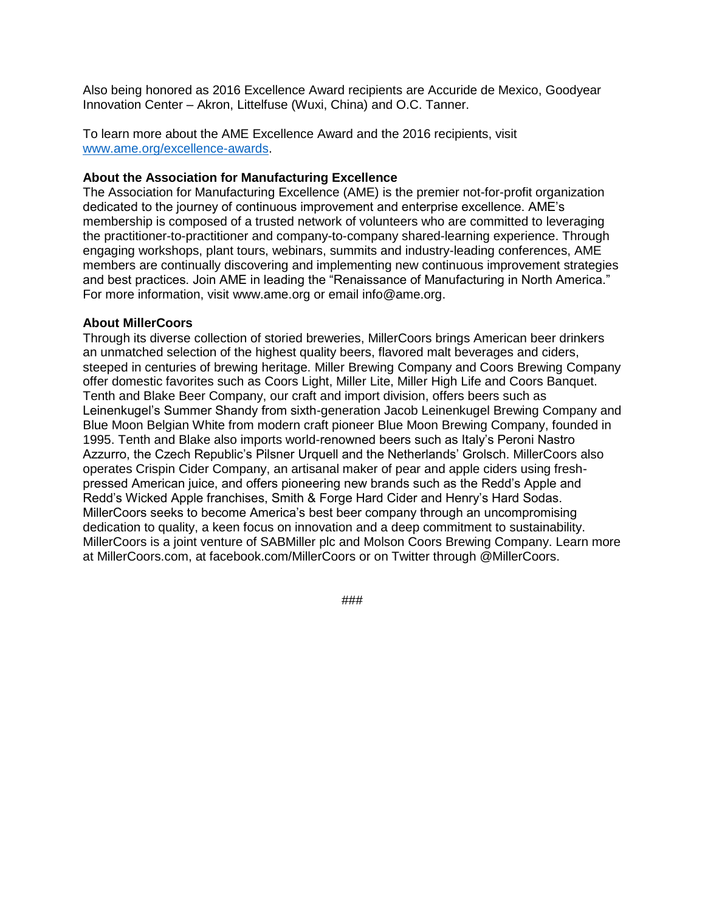Also being honored as 2016 Excellence Award recipients are Accuride de Mexico, Goodyear Innovation Center – Akron, Littelfuse (Wuxi, China) and O.C. Tanner.

To learn more about the AME Excellence Award and the 2016 recipients, visit [www.ame.org/excellence-awards](www.ame.org/excellence-awards).

**About the Association for Manufacturing Excellence**

The Association for Manufacturing Excellence (AME) is the premier not-for-profit organization dedicated to the journey of continuous improvement and enterprise excellence. AME's membership is composed of a trusted network of volunteers who are committed to leveraging the practitioner-to-practitioner and company-to-company shared-learning experience. Through engaging workshops, plant tours, webinars, summits and industry-leading conferences, AME members are continually discovering and implementing new continuous improvement strategies and best practices. Join AME in leading the "Renaissance of Manufacturing in North America." For more information, visit www.ame.org or email info@ame.org.

**About MillerCoors**

Through its diverse collection of storied breweries, MillerCoors brings American beer drinkers an unmatched selection of the highest quality beers, flavored malt beverages and ciders, steeped in centuries of brewing heritage. Miller Brewing Company and Coors Brewing Company offer domestic favorites such as Coors Light, Miller Lite, Miller High Life and Coors Banquet. Tenth and Blake Beer Company, our craft and import division, offers beers such as Leinenkugel's Summer Shandy from sixth-generation Jacob Leinenkugel Brewing Company and Blue Moon Belgian White from modern craft pioneer Blue Moon Brewing Company, founded in 1995. Tenth and Blake also imports world-renowned beers such as Italy's Peroni Nastro Azzurro, the Czech Republic's Pilsner Urquell and the Netherlands' Grolsch. MillerCoors also operates Crispin Cider Company, an artisanal maker of pear and apple ciders using fresh-pressed American juice, and offers pioneering new brands such as the Redd's Apple and Redd's Wicked Apple franchises, Smith & Forge Hard Cider and Henry's Hard Sodas. MillerCoors seeks to become America's best beer company through an uncompromising dedication to quality, a keen focus on innovation and a deep commitment to sustainability. MillerCoors is a joint venture of SABMiller plc and Molson Coors Brewing Company. Learn more at MillerCoors.com, at facebook.com/MillerCoors or on Twitter through @MillerCoors.

###